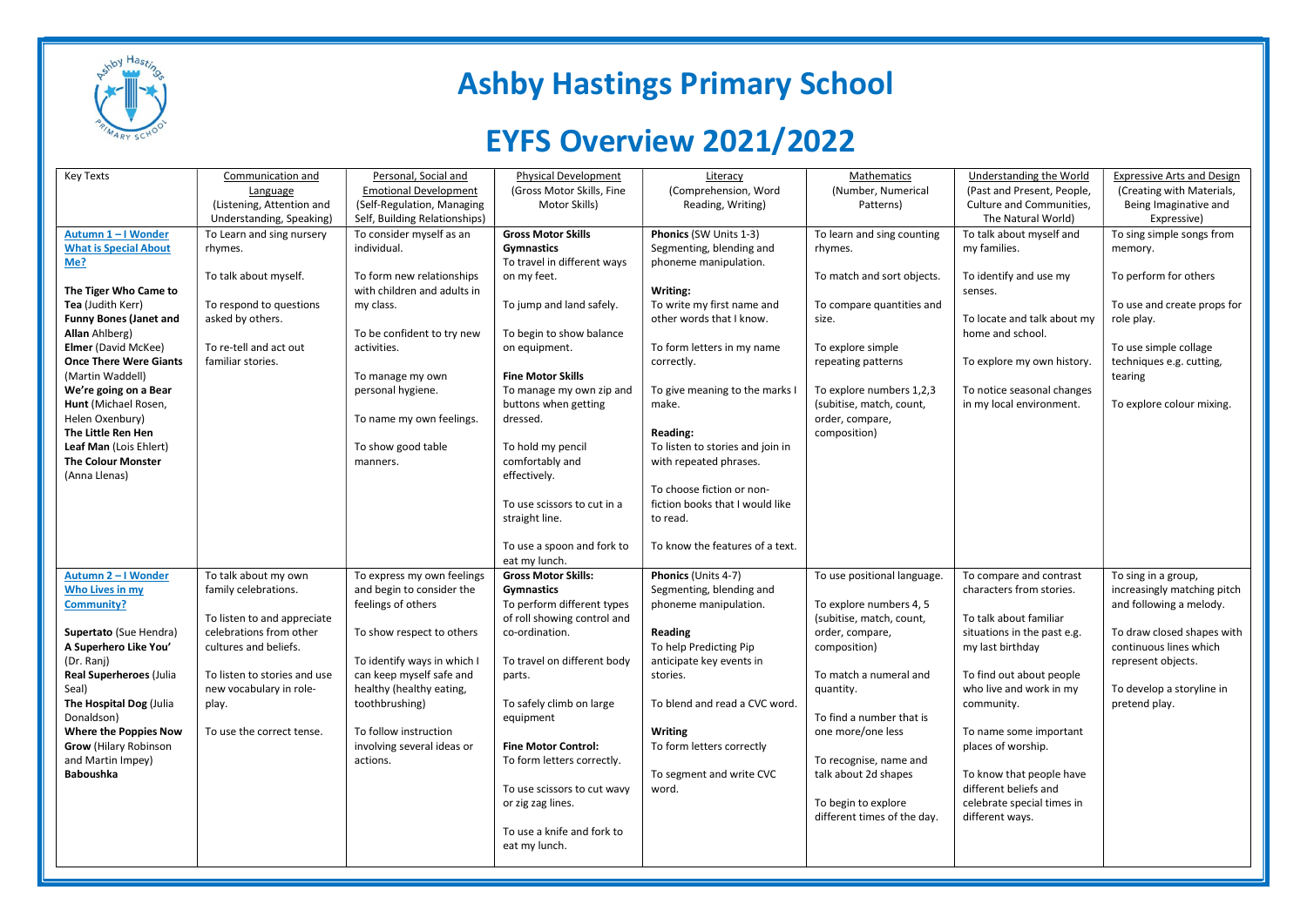# Ashby Hastings Primary School

# EYFS Overview 2021/2022

| Key Texts | Communication and Language (Listening, Attention and Understanding, Speaking) | Personal, Social and Emotional Development (Self-Regulation, Managing Self, Building Relationships) | Physical Development (Gross Motor Skills, Fine Motor Skills) | Literacy (Comprehension, Word Reading, Writing) | Mathematics (Number, Numerical Patterns) | Understanding the World (Past and Present, People, Culture and Communities, The Natural World) | Expressive Arts and Design (Creating with Materials, Being Imaginative and Expressive) |
|---|---|---|---|---|---|---|---|
| **Autumn 1 – I Wonder What is Special About Me?**<br><br>**The Tiger Who Came to Tea** (Judith Kerr)<br>**Funny Bones (Janet and Allan** Ahlberg)<br>**Elmer** (David McKee)<br>**Once There Were Giants** (Martin Waddell)<br>**We're going on a Bear Hunt** (Michael Rosen, Helen Oxenbury)<br>**The Little Ren Hen**<br>**Leaf Man** (Lois Ehlert)<br>**The Colour Monster** (Anna Llenas) | To Learn and sing nursery rhymes.<br><br>To talk about myself.<br><br>To respond to questions asked by others.<br><br>To re-tell and act out familiar stories. | To consider myself as an individual.<br><br>To form new relationships with children and adults in my class.<br><br>To be confident to try new activities.<br><br>To manage my own personal hygiene.<br><br>To name my own feelings.<br><br>To show good table manners. | **Gross Motor Skills**<br>**Gymnastics**<br>To travel in different ways on my feet.<br><br>To jump and land safely.<br><br>To begin to show balance on equipment.<br><br>**Fine Motor Skills**<br>To manage my own zip and buttons when getting dressed.<br><br>To hold my pencil comfortably and effectively.<br><br>To use scissors to cut in a straight line.<br><br>To use a spoon and fork to eat my lunch. | **Phonics** (SW Units 1-3)<br>Segmenting, blending and phoneme manipulation.<br><br>**Writing:**<br>To write my first name and other words that I know.<br><br>To form letters in my name correctly.<br><br>To give meaning to the marks I make.<br><br>**Reading:**<br>To listen to stories and join in with repeated phrases.<br><br>To choose fiction or non-fiction books that I would like to read.<br><br>To know the features of a text. | To learn and sing counting rhymes.<br><br>To match and sort objects.<br><br>To compare quantities and size.<br><br>To explore simple repeating patterns<br><br>To explore numbers 1,2,3 (subitise, match, count, order, compare, composition) | To talk about myself and my families.<br><br>To identify and use my senses.<br><br>To locate and talk about my home and school.<br><br>To explore my own history.<br><br>To notice seasonal changes in my local environment. | To sing simple songs from memory.<br><br>To perform for others<br><br>To use and create props for role play.<br><br>To use simple collage techniques e.g. cutting, tearing<br><br>To explore colour mixing. |
| **Autumn 2 – I Wonder Who Lives in my Community?**<br><br>**Supertato** (Sue Hendra)<br>**A Superhero Like You'** (Dr. Ranj)<br>**Real Superheroes** (Julia Seal)<br>**The Hospital Dog** (Julia Donaldson)<br>**Where the Poppies Now Grow** (Hilary Robinson and Martin Impey)<br>**Baboushka** | To talk about my own family celebrations.<br><br>To listen to and appreciate celebrations from other cultures and beliefs.<br><br>To listen to stories and use new vocabulary in role-play.<br><br>To use the correct tense. | To express my own feelings and begin to consider the feelings of others<br><br>To show respect to others<br><br>To identify ways in which I can keep myself safe and healthy (healthy eating, toothbrushing)<br><br>To follow instruction involving several ideas or actions. | **Gross Motor Skills:**<br>**Gymnastics**<br>To perform different types of roll showing control and co-ordination.<br><br>To travel on different body parts.<br><br>To safely climb on large equipment<br><br>**Fine Motor Control:**<br>To form letters correctly.<br><br>To use scissors to cut wavy or zig zag lines.<br><br>To use a knife and fork to eat my lunch. | **Phonics** (Units 4-7)<br>Segmenting, blending and phoneme manipulation.<br><br>**Reading**<br>To help Predicting Pip anticipate key events in stories.<br><br>To blend and read a CVC word.<br><br>**Writing**<br>To form letters correctly<br><br>To segment and write CVC word. | To use positional language.<br><br>To explore numbers 4, 5 (subitise, match, count, order, compare, composition)<br><br>To match a numeral and quantity.<br><br>To find a number that is one more/one less<br><br>To recognise, name and talk about 2d shapes<br><br>To begin to explore different times of the day. | To compare and contrast characters from stories.<br><br>To talk about familiar situations in the past e.g. my last birthday<br><br>To find out about people who live and work in my community.<br><br>To name some important places of worship.<br><br>To know that people have different beliefs and celebrate special times in different ways. | To sing in a group, increasingly matching pitch and following a melody.<br><br>To draw closed shapes with continuous lines which represent objects.<br><br>To develop a storyline in pretend play. |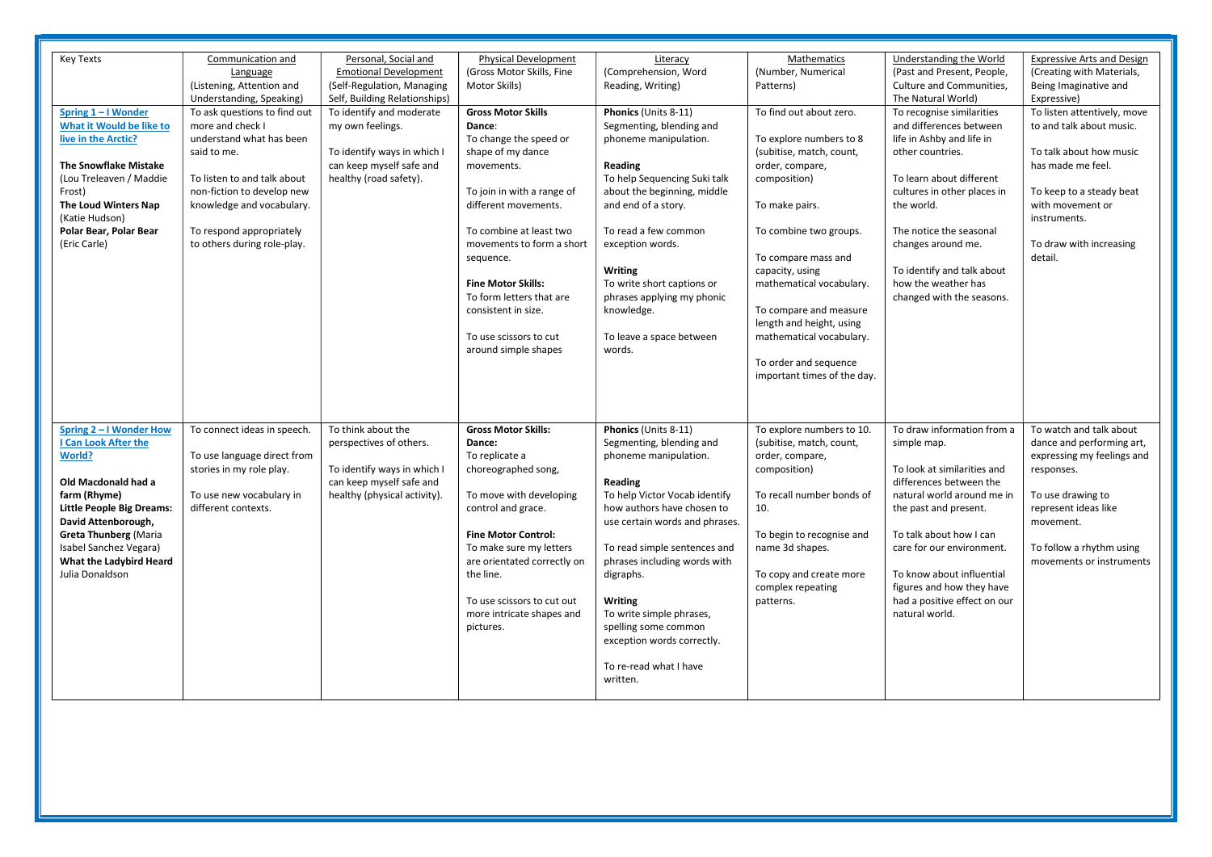| Key Texts | Communication and Language (Listening, Attention and Understanding, Speaking) | Personal, Social and Emotional Development (Self-Regulation, Managing Self, Building Relationships) | Physical Development (Gross Motor Skills, Fine Motor Skills) | Literacy (Comprehension, Word Reading, Writing) | Mathematics (Number, Numerical Patterns) | Understanding the World (Past and Present, People, Culture and Communities, The Natural World) | Expressive Arts and Design (Creating with Materials, Being Imaginative and Expressive) |
|---|---|---|---|---|---|---|---|
| **Spring 1 – I Wonder What it Would be like to live in the Arctic?**<br><br>**The Snowflake Mistake** (Lou Treleaven / Maddie Frost)<br>**The Loud Winters Nap** (Katie Hudson)<br>**Polar Bear, Polar Bear** (Eric Carle) | To ask questions to find out more and check I understand what has been said to me.<br><br>To listen to and talk about non-fiction to develop new knowledge and vocabulary.<br><br>To respond appropriately to others during role-play. | To identify and moderate my own feelings.<br><br>To identify ways in which I can keep myself safe and healthy (road safety). | **Gross Motor Skills**<br>**Dance**:<br>To change the speed or shape of my dance movements.<br><br>To join in with a range of different movements.<br><br>To combine at least two movements to form a short sequence.<br><br>**Fine Motor Skills:**<br>To form letters that are consistent in size.<br><br>To use scissors to cut around simple shapes | **Phonics** (Units 8-11)<br>Segmenting, blending and phoneme manipulation.<br><br>**Reading**<br>To help Sequencing Suki talk about the beginning, middle and end of a story.<br><br>To read a few common exception words.<br><br>**Writing**<br>To write short captions or phrases applying my phonic knowledge.<br><br>To leave a space between words. | To find out about zero.<br><br>To explore numbers to 8 (subitise, match, count, order, compare, composition)<br><br>To make pairs.<br><br>To combine two groups.<br><br>To compare mass and capacity, using mathematical vocabulary.<br><br>To compare and measure length and height, using mathematical vocabulary.<br><br>To order and sequence important times of the day. | To recognise similarities and differences between life in Ashby and life in other countries.<br><br>To learn about different cultures in other places in the world.<br><br>The notice the seasonal changes around me.<br><br>To identify and talk about how the weather has changed with the seasons. | To listen attentively, move to and talk about music.<br><br>To talk about how music has made me feel.<br><br>To keep to a steady beat with movement or instruments.<br><br>To draw with increasing detail. |
| **Spring 2 – I Wonder How I Can Look After the World?**<br><br>**Old Macdonald had a farm (Rhyme)**<br>**Little People Big Dreams: David Attenborough, Greta Thunberg** (Maria Isabel Sanchez Vegara)<br>**What the Ladybird Heard** Julia Donaldson | To connect ideas in speech.<br><br>To use language direct from stories in my role play.<br><br>To use new vocabulary in different contexts. | To think about the perspectives of others.<br><br>To identify ways in which I can keep myself safe and healthy (physical activity). | **Gross Motor Skills:**<br>**Dance:**<br>To replicate a choreographed song,<br><br>To move with developing control and grace.<br><br>**Fine Motor Control:**<br>To make sure my letters are orientated correctly on the line.<br><br>To use scissors to cut out more intricate shapes and pictures. | **Phonics** (Units 8-11)<br>Segmenting, blending and phoneme manipulation.<br><br>**Reading**<br>To help Victor Vocab identify how authors have chosen to use certain words and phrases.<br><br>To read simple sentences and phrases including words with digraphs.<br><br>**Writing**<br>To write simple phrases, spelling some common exception words correctly.<br><br>To re-read what I have written. | To explore numbers to 10. (subitise, match, count, order, compare, composition)<br><br>To recall number bonds of 10.<br><br>To begin to recognise and name 3d shapes.<br><br>To copy and create more complex repeating patterns. | To draw information from a simple map.<br><br>To look at similarities and differences between the natural world around me in the past and present.<br><br>To talk about how I can care for our environment.<br><br>To know about influential figures and how they have had a positive effect on our natural world. | To watch and talk about dance and performing art, expressing my feelings and responses.<br><br>To use drawing to represent ideas like movement.<br><br>To follow a rhythm using movements or instruments |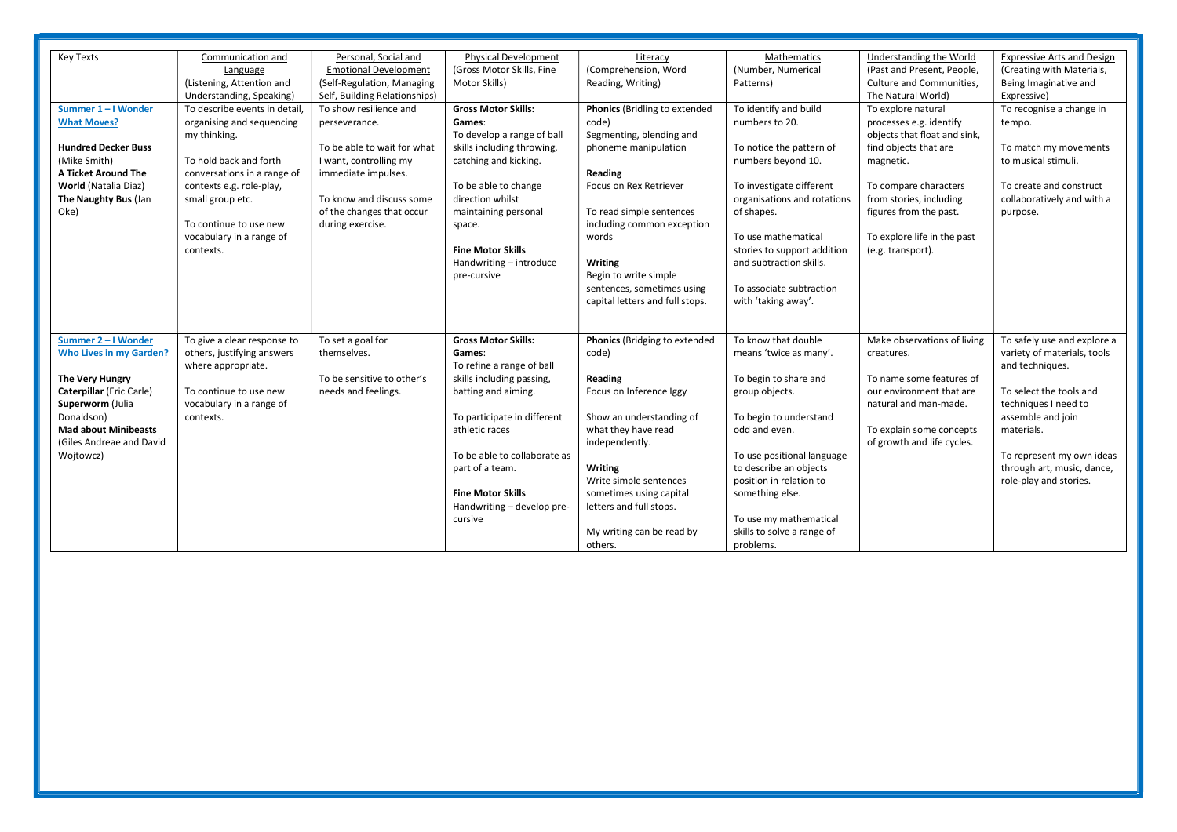| Key Texts | Communication and Language (Listening, Attention and Understanding, Speaking) | Personal, Social and Emotional Development (Self-Regulation, Managing Self, Building Relationships) | Physical Development (Gross Motor Skills, Fine Motor Skills) | Literacy (Comprehension, Word Reading, Writing) | Mathematics (Number, Numerical Patterns) | Understanding the World (Past and Present, People, Culture and Communities, The Natural World) | Expressive Arts and Design (Creating with Materials, Being Imaginative and Expressive) |
|---|---|---|---|---|---|---|---|
| **Summer 1 – I Wonder What Moves?**<br><br>**Hundred Decker Buss** (Mike Smith)<br>**A Ticket Around The World** (Natalia Diaz)<br>**The Naughty Bus** (Jan Oke) | To describe events in detail, organising and sequencing my thinking.<br><br>To hold back and forth conversations in a range of contexts e.g. role-play, small group etc.<br><br>To continue to use new vocabulary in a range of contexts. | To show resilience and perseverance.<br><br>To be able to wait for what I want, controlling my immediate impulses.<br><br>To know and discuss some of the changes that occur during exercise. | **Gross Motor Skills:**<br>**Games**:<br>To develop a range of ball skills including throwing, catching and kicking.<br><br>To be able to change direction whilst maintaining personal space.<br><br>**Fine Motor Skills**<br>Handwriting – introduce pre-cursive | **Phonics** (Bridling to extended code)<br>Segmenting, blending and phoneme manipulation<br><br>**Reading**<br>Focus on Rex Retriever<br><br>To read simple sentences including common exception words<br><br>**Writing**<br>Begin to write simple sentences, sometimes using capital letters and full stops. | To identify and build numbers to 20.<br><br>To notice the pattern of numbers beyond 10.<br><br>To investigate different organisations and rotations of shapes.<br><br>To use mathematical stories to support addition and subtraction skills.<br><br>To associate subtraction with 'taking away'. | To explore natural processes e.g. identify objects that float and sink, find objects that are magnetic.<br><br>To compare characters from stories, including figures from the past.<br><br>To explore life in the past (e.g. transport). | To recognise a change in tempo.<br><br>To match my movements to musical stimuli.<br><br>To create and construct collaboratively and with a purpose. |
| **Summer 2 – I Wonder Who Lives in my Garden?**<br><br>**The Very Hungry Caterpillar** (Eric Carle)<br>**Superworm** (Julia Donaldson)<br>**Mad about Minibeasts** (Giles Andreae and David Wojtowcz) | To give a clear response to others, justifying answers where appropriate.<br><br>To continue to use new vocabulary in a range of contexts. | To set a goal for themselves.<br><br>To be sensitive to other's needs and feelings. | **Gross Motor Skills:**<br>**Games**:<br>To refine a range of ball skills including passing, batting and aiming.<br><br>To participate in different athletic races<br><br>To be able to collaborate as part of a team.<br><br>**Fine Motor Skills**<br>Handwriting – develop pre-cursive | **Phonics** (Bridging to extended code)<br><br>**Reading**<br>Focus on Inference Iggy<br><br>Show an understanding of what they have read independently.<br><br>**Writing**<br>Write simple sentences sometimes using capital letters and full stops.<br><br>My writing can be read by others. | To know that double means 'twice as many'.<br><br>To begin to share and group objects.<br><br>To begin to understand odd and even.<br><br>To use positional language to describe an objects position in relation to something else.<br><br>To use my mathematical skills to solve a range of problems. | Make observations of living creatures.<br><br>To name some features of our environment that are natural and man-made.<br><br>To explain some concepts of growth and life cycles. | To safely use and explore a variety of materials, tools and techniques.<br><br>To select the tools and techniques I need to assemble and join materials.<br><br>To represent my own ideas through art, music, dance, role-play and stories. |